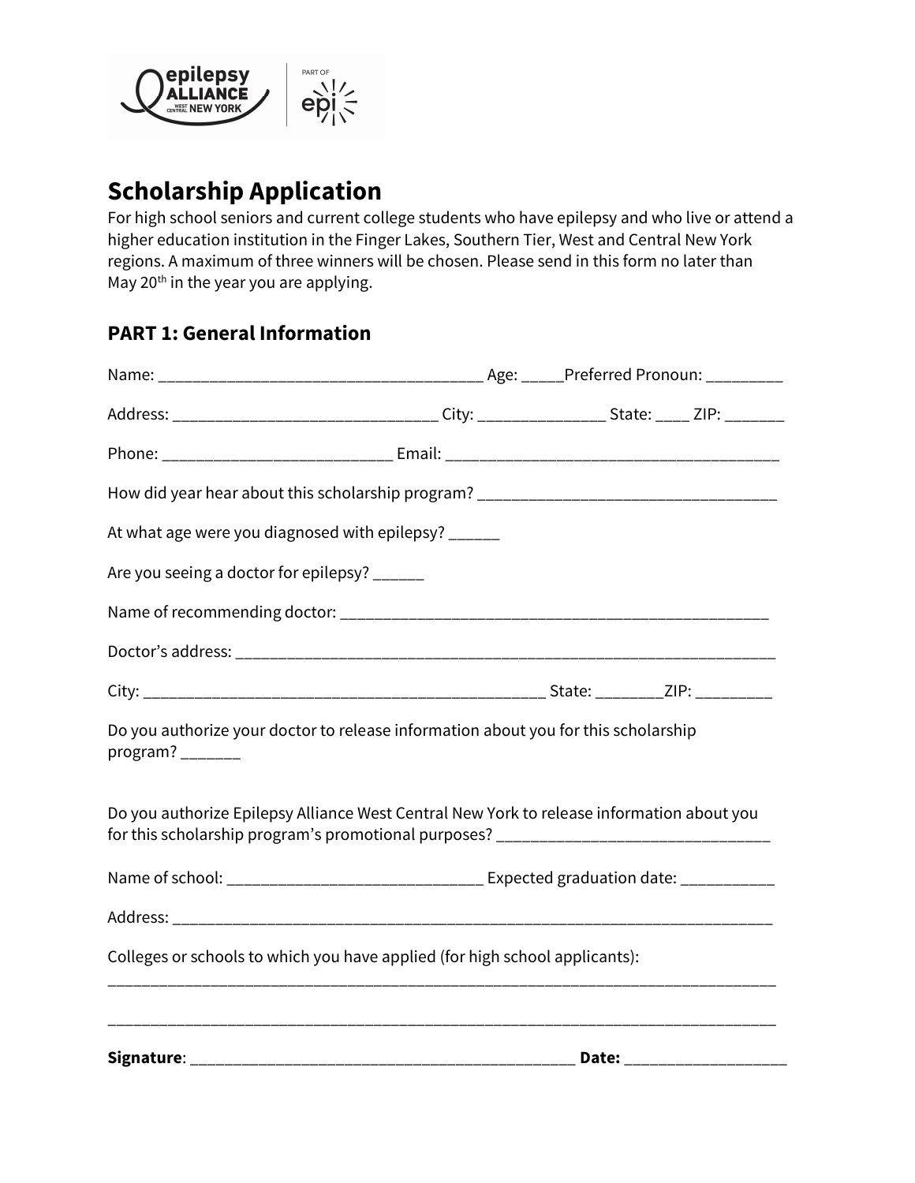## Scholarship Application

For high school seniors and current college students who have epilepsy and who live or attend a higher education institution in the Finger Lakes, Southern Tier, West and Central New York regions. A maximum of three winners will be chosen. Please send in this form no later than May 20th in the year you are applying.

### PART 1: General Information

Name: ______________________________________ Age: _____Preferred Pronoun: _________

Address: _______________________________ City: _______________ State: ____ ZIP: _______

Phone: ___________________________ Email: _______________________________________

How did year hear about this scholarship program? ___________________________________

At what age were you diagnosed with epilepsy? ______

Are you seeing a doctor for epilepsy? ______

Name of recommending doctor: ____________________________________________________

Doctor's address: ______________________________________________________________

City: _______________________________________________ State: ________ZIP: _________

Do you authorize your doctor to release information about you for this scholarship program? _______

Do you authorize Epilepsy Alliance West Central New York to release information about you for this scholarship program's promotional purposes? ________________________________

Name of school: ______________________________ Expected graduation date: ___________

Address: ___________________________________________________________________

Colleges or schools to which you have applied (for high school applicants):

______________________________________________________________________________

______________________________________________________________________________

**Signature**: _____________________________________________ **Date:** ___________________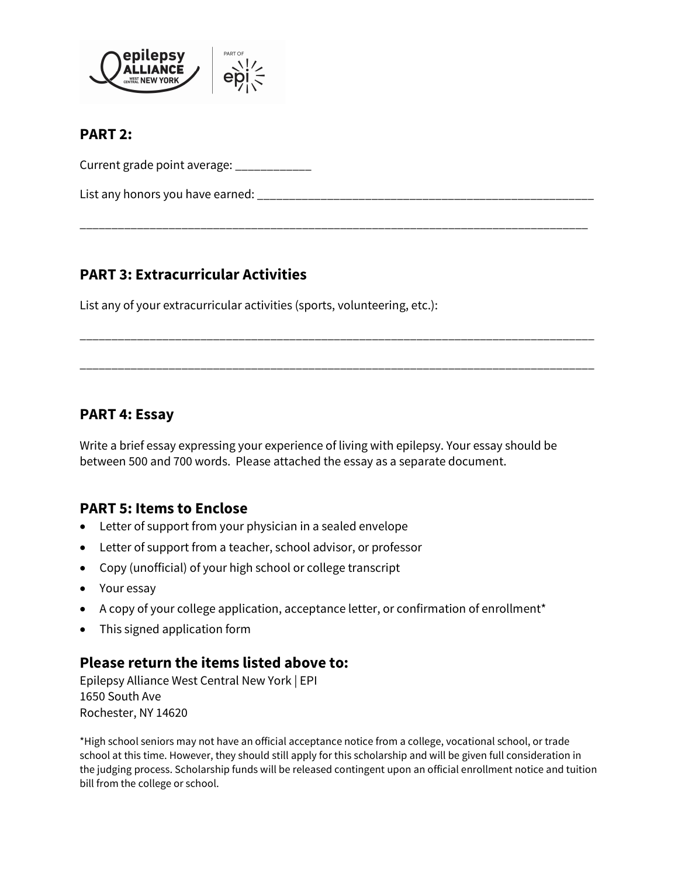## PART 2:

Current grade point average: ____________

List any honors you have earned: _______________________________________________________

_________________________________________________________________________________________

## PART 3: Extracurricular Activities

List any of your extracurricular activities (sports, volunteering, etc.):

_________________________________________________________________________________________

_________________________________________________________________________________________

## PART 4: Essay

Write a brief essay expressing your experience of living with epilepsy. Your essay should be between 500 and 700 words. Please attached the essay as a separate document.

## PART 5: Items to Enclose

- Letter of support from your physician in a sealed envelope
- Letter of support from a teacher, school advisor, or professor
- Copy (unofficial) of your high school or college transcript
- Your essay
- A copy of your college application, acceptance letter, or confirmation of enrollment*
- This signed application form

## Please return the items listed above to:

Epilepsy Alliance West Central New York | EPI
1650 South Ave
Rochester, NY 14620

*High school seniors may not have an official acceptance notice from a college, vocational school, or trade school at this time. However, they should still apply for this scholarship and will be given full consideration in the judging process. Scholarship funds will be released contingent upon an official enrollment notice and tuition bill from the college or school.